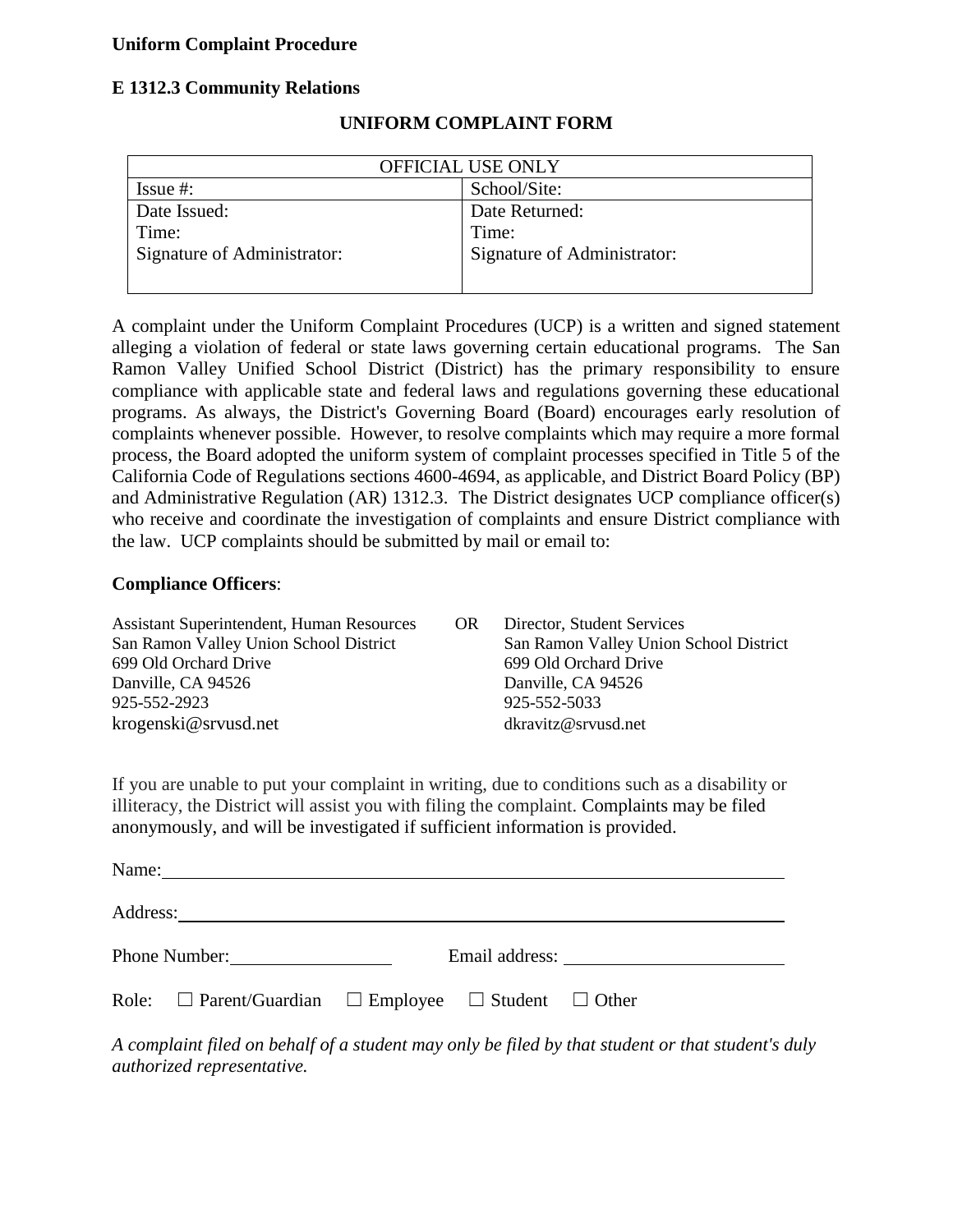**Uniform Complaint Procedure**

**E 1312.3 Community Relations**

## UNIFORM COMPLAINT FORM

| OFFICIAL USE ONLY | |
|---|---|
| Issue #: | School/Site: |
| Date Issued:<br>Time:<br>Signature of Administrator: | Date Returned:<br>Time:<br>Signature of Administrator: |

A complaint under the Uniform Complaint Procedures (UCP) is a written and signed statement alleging a violation of federal or state laws governing certain educational programs. The San Ramon Valley Unified School District (District) has the primary responsibility to ensure compliance with applicable state and federal laws and regulations governing these educational programs. As always, the District's Governing Board (Board) encourages early resolution of complaints whenever possible. However, to resolve complaints which may require a more formal process, the Board adopted the uniform system of complaint processes specified in Title 5 of the California Code of Regulations sections 4600-4694, as applicable, and District Board Policy (BP) and Administrative Regulation (AR) 1312.3. The District designates UCP compliance officer(s) who receive and coordinate the investigation of complaints and ensure District compliance with the law. UCP complaints should be submitted by mail or email to:

**Compliance Officers**:

Assistant Superintendent, Human Resources
San Ramon Valley Union School District
699 Old Orchard Drive
Danville, CA 94526
925-552-2923
krogenski@srvusd.net

OR

Director, Student Services
San Ramon Valley Union School District
699 Old Orchard Drive
Danville, CA 94526
925-552-5033
dkravitz@srvusd.net

If you are unable to put your complaint in writing, due to conditions such as a disability or illiteracy, the District will assist you with filing the complaint. Complaints may be filed anonymously, and will be investigated if sufficient information is provided.

Name: ______________________________________________

Address: ____________________________________________

Phone Number: ________________ Email address: ________________

Role: ☐ Parent/Guardian ☐ Employee ☐ Student ☐ Other

*A complaint filed on behalf of a student may only be filed by that student or that student's duly authorized representative.*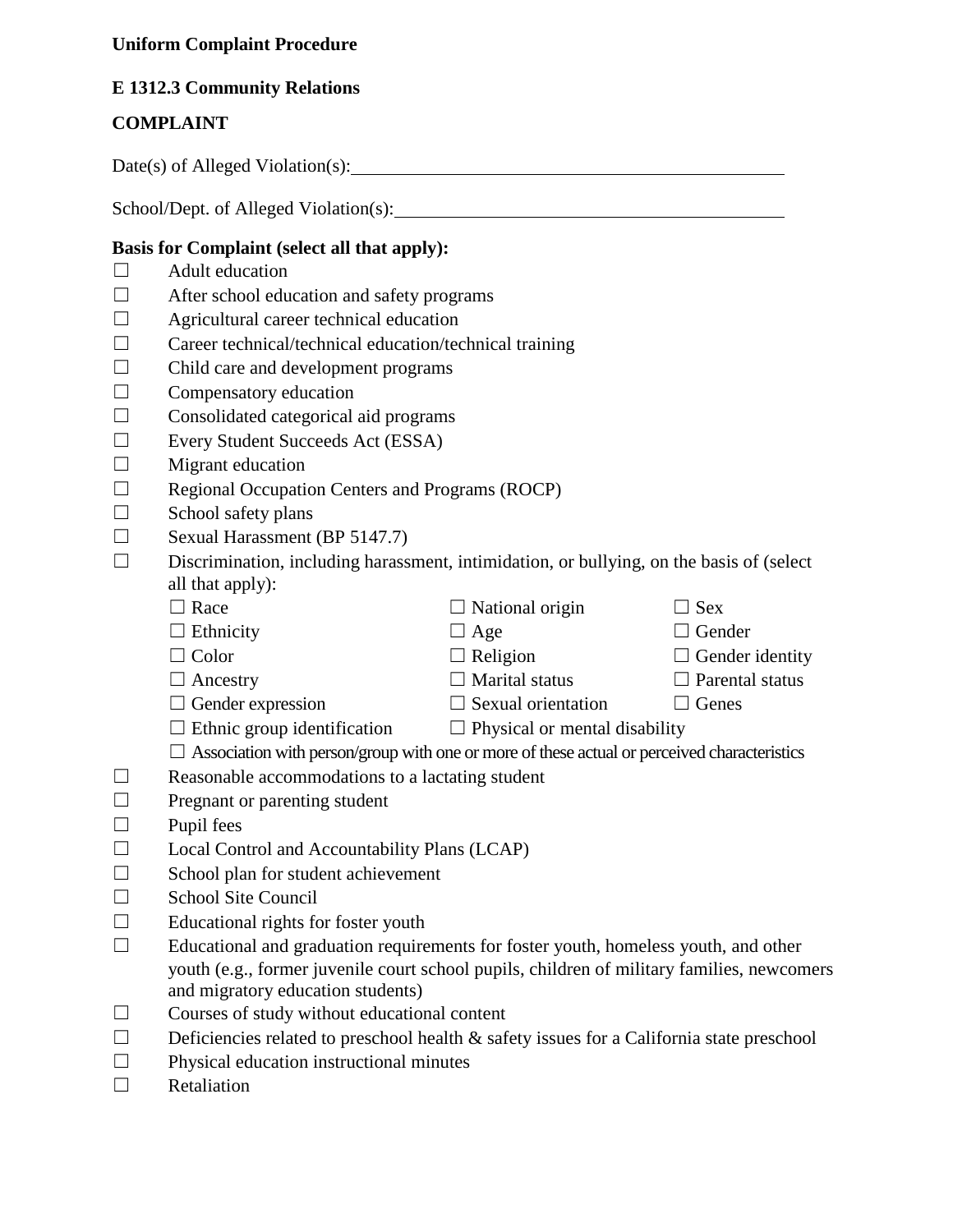**Uniform Complaint Procedure**

**E 1312.3 Community Relations**

**COMPLAINT**

Date(s) of Alleged Violation(s): ____________________________________________

School/Dept. of Alleged Violation(s): ________________________________________

**Basis for Complaint (select all that apply):**

- ☐ Adult education
- ☐ After school education and safety programs
- ☐ Agricultural career technical education
- ☐ Career technical/technical education/technical training
- ☐ Child care and development programs
- ☐ Compensatory education
- ☐ Consolidated categorical aid programs
- ☐ Every Student Succeeds Act (ESSA)
- ☐ Migrant education
- ☐ Regional Occupation Centers and Programs (ROCP)
- ☐ School safety plans
- ☐ Sexual Harassment (BP 5147.7)
- ☐ Discrimination, including harassment, intimidation, or bullying, on the basis of (select all that apply):
    - ☐ Race
    - ☐ National origin
    - ☐ Sex
    - ☐ Ethnicity
    - ☐ Age
    - ☐ Gender
    - ☐ Color
    - ☐ Religion
    - ☐ Gender identity
    - ☐ Ancestry
    - ☐ Marital status
    - ☐ Parental status
    - ☐ Gender expression
    - ☐ Sexual orientation
    - ☐ Genes
    - ☐ Ethnic group identification
    - ☐ Physical or mental disability
    - ☐ Association with person/group with one or more of these actual or perceived characteristics
- ☐ Reasonable accommodations to a lactating student
- ☐ Pregnant or parenting student
- ☐ Pupil fees
- ☐ Local Control and Accountability Plans (LCAP)
- ☐ School plan for student achievement
- ☐ School Site Council
- ☐ Educational rights for foster youth
- ☐ Educational and graduation requirements for foster youth, homeless youth, and other youth (e.g., former juvenile court school pupils, children of military families, newcomers and migratory education students)
- ☐ Courses of study without educational content
- ☐ Deficiencies related to preschool health & safety issues for a California state preschool
- ☐ Physical education instructional minutes
- ☐ Retaliation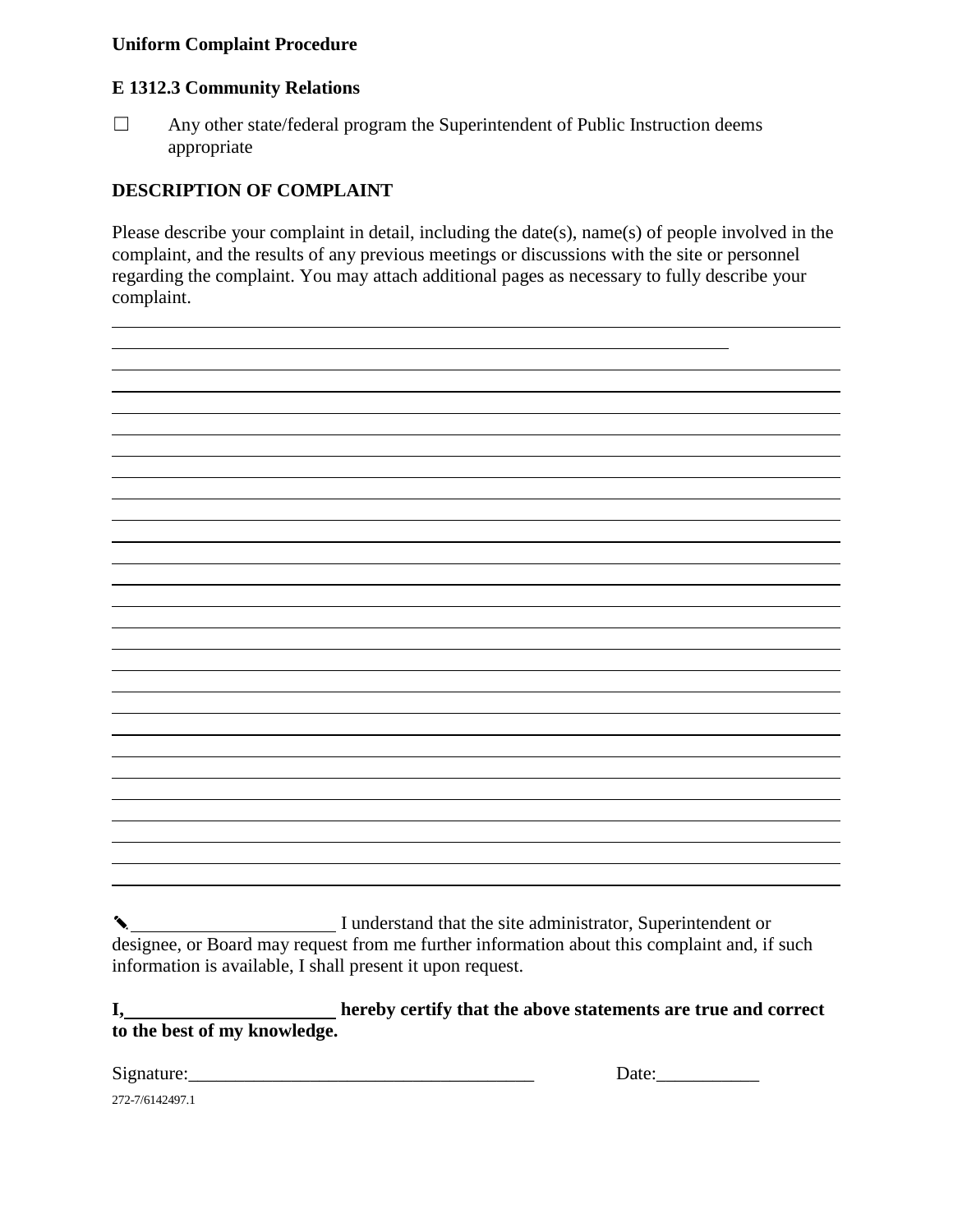**Uniform Complaint Procedure**

**E 1312.3 Community Relations**

☐ Any other state/federal program the Superintendent of Public Instruction deems appropriate

**DESCRIPTION OF COMPLAINT**

Please describe your complaint in detail, including the date(s), name(s) of people involved in the complaint, and the results of any previous meetings or discussions with the site or personnel regarding the complaint. You may attach additional pages as necessary to fully describe your complaint.

________________________________________________________________________________
________________________________________________________________________________
________________________________________________________________________________
________________________________________________________________________________
________________________________________________________________________________
________________________________________________________________________________
________________________________________________________________________________
________________________________________________________________________________
________________________________________________________________________________
________________________________________________________________________________
________________________________________________________________________________
________________________________________________________________________________
________________________________________________________________________________
________________________________________________________________________________
________________________________________________________________________________
________________________________________________________________________________
________________________________________________________________________________
________________________________________________________________________________
________________________________________________________________________________
________________________________________________________________________________
________________________________________________________________________________
________________________________________________________________________________
________________________________________________________________________________
________________________________________________________________________________
________________________________________________________________________________
________________________________________________________________________________

✎______________________ I understand that the site administrator, Superintendent or designee, or Board may request from me further information about this complaint and, if such information is available, I shall present it upon request.

**I,______________________ hereby certify that the above statements are true and correct to the best of my knowledge.**

Signature:_____________________________________ Date:___________

272-7/6142497.1